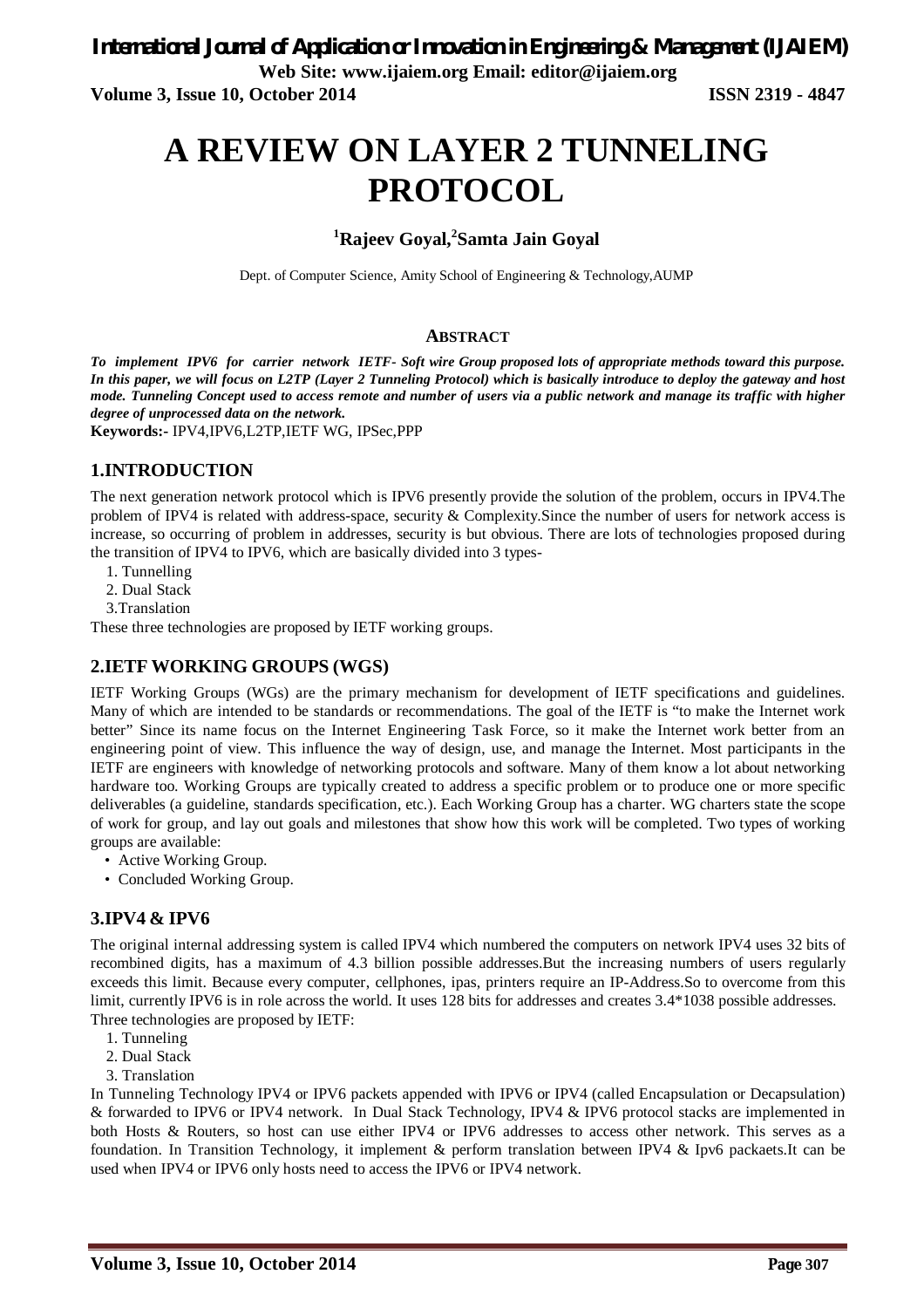# A REVIEW ON LAYER 2 TUNNELING PROTOCOL

**[1]Rajeev Goyal,[2]Samta Jain Goyal**

Dept. of Computer Science, Amity School of Engineering & Technology,AUMP

## ABSTRACT

***To implement IPV6 for carrier network IETF- Soft wire Group proposed lots of appropriate methods toward this purpose. In this paper, we will focus on L2TP (Layer 2 Tunneling Protocol) which is basically introduce to deploy the gateway and host mode. Tunneling Concept used to access remote and number of users via a public network and manage its traffic with higher degree of unprocessed data on the network.***

**Keywords:-** IPV4,IPV6,L2TP,IETF WG, IPSec,PPP

## 1.INTRODUCTION

The next generation network protocol which is IPV6 presently provide the solution of the problem, occurs in IPV4.The problem of IPV4 is related with address-space, security & Complexity.Since the number of users for network access is increase, so occurring of problem in addresses, security is but obvious. There are lots of technologies proposed during the transition of IPV4 to IPV6, which are basically divided into 3 types-

1. Tunnelling
2. Dual Stack
3. Translation

These three technologies are proposed by IETF working groups.

## 2.IETF WORKING GROUPS (WGS)

IETF Working Groups (WGs) are the primary mechanism for development of IETF specifications and guidelines. Many of which are intended to be standards or recommendations. The goal of the IETF is "to make the Internet work better" Since its name focus on the Internet Engineering Task Force, so it make the Internet work better from an engineering point of view. This influence the way of design, use, and manage the Internet. Most participants in the IETF are engineers with knowledge of networking protocols and software. Many of them know a lot about networking hardware too. Working Groups are typically created to address a specific problem or to produce one or more specific deliverables (a guideline, standards specification, etc.). Each Working Group has a charter. WG charters state the scope of work for group, and lay out goals and milestones that show how this work will be completed. Two types of working groups are available:

- Active Working Group.
- Concluded Working Group.

## 3.IPV4 & IPV6

The original internal addressing system is called IPV4 which numbered the computers on network IPV4 uses 32 bits of recombined digits, has a maximum of 4.3 billion possible addresses.But the increasing numbers of users regularly exceeds this limit. Because every computer, cellphones, ipas, printers require an IP-Address.So to overcome from this limit, currently IPV6 is in role across the world. It uses 128 bits for addresses and creates 3.4*1038 possible addresses.

Three technologies are proposed by IETF:

1. Tunneling
2. Dual Stack
3. Translation

In Tunneling Technology IPV4 or IPV6 packets appended with IPV6 or IPV4 (called Encapsulation or Decapsulation) & forwarded to IPV6 or IPV4 network. In Dual Stack Technology, IPV4 & IPV6 protocol stacks are implemented in both Hosts & Routers, so host can use either IPV4 or IPV6 addresses to access other network. This serves as a foundation. In Transition Technology, it implement & perform translation between IPV4 & Ipv6 packaets.It can be used when IPV4 or IPV6 only hosts need to access the IPV6 or IPV4 network.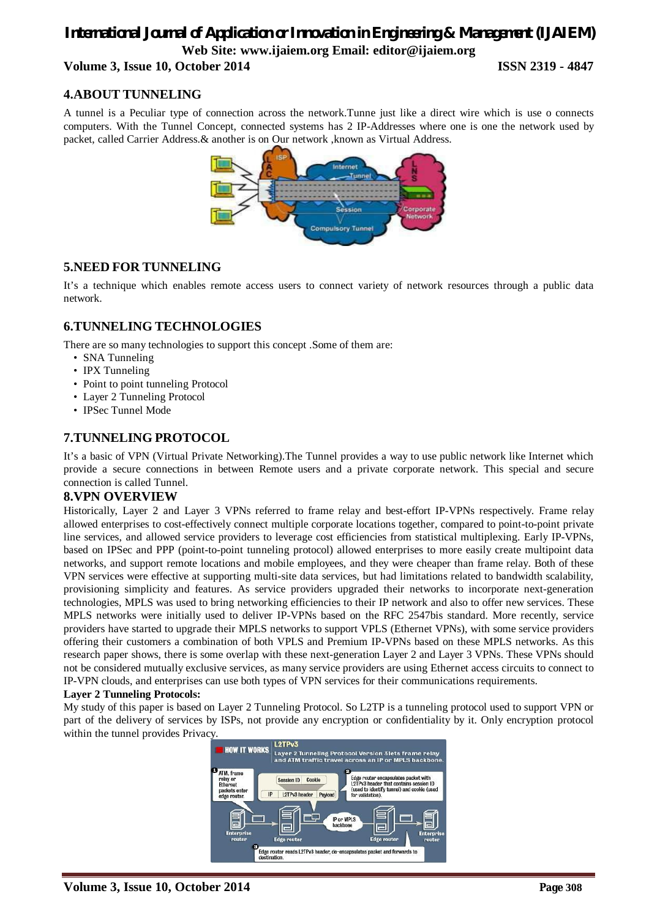## 4.ABOUT TUNNELING

A tunnel is a Peculiar type of connection across the network.Tunne just like a direct wire which is use o connects computers. With the Tunnel Concept, connected systems has 2 IP-Addresses where one is one the network used by packet, called Carrier Address.& another is on Our network ,known as Virtual Address.

## 5.NEED FOR TUNNELING

It's a technique which enables remote access users to connect variety of network resources through a public data network.

## 6.TUNNELING TECHNOLOGIES

There are so many technologies to support this concept .Some of them are:

- SNA Tunneling
- IPX Tunneling
- Point to point tunneling Protocol
- Layer 2 Tunneling Protocol
- IPSec Tunnel Mode

## 7.TUNNELING PROTOCOL

It's a basic of VPN (Virtual Private Networking).The Tunnel provides a way to use public network like Internet which provide a secure connections in between Remote users and a private corporate network. This special and secure connection is called Tunnel.

## 8.VPN OVERVIEW

Historically, Layer 2 and Layer 3 VPNs referred to frame relay and best-effort IP-VPNs respectively. Frame relay allowed enterprises to cost-effectively connect multiple corporate locations together, compared to point-to-point private line services, and allowed service providers to leverage cost efficiencies from statistical multiplexing. Early IP-VPNs, based on IPSec and PPP (point-to-point tunneling protocol) allowed enterprises to more easily create multipoint data networks, and support remote locations and mobile employees, and they were cheaper than frame relay. Both of these VPN services were effective at supporting multi-site data services, but had limitations related to bandwidth scalability, provisioning simplicity and features. As service providers upgraded their networks to incorporate next-generation technologies, MPLS was used to bring networking efficiencies to their IP network and also to offer new services. These MPLS networks were initially used to deliver IP-VPNs based on the RFC 2547bis standard. More recently, service providers have started to upgrade their MPLS networks to support VPLS (Ethernet VPNs), with some service providers offering their customers a combination of both VPLS and Premium IP-VPNs based on these MPLS networks. As this research paper shows, there is some overlap with these next-generation Layer 2 and Layer 3 VPNs. These VPNs should not be considered mutually exclusive services, as many service providers are using Ethernet access circuits to connect to IP-VPN clouds, and enterprises can use both types of VPN services for their communications requirements.

**Layer 2 Tunneling Protocols:**

My study of this paper is based on Layer 2 Tunneling Protocol. So L2TP is a tunneling protocol used to support VPN or part of the delivery of services by ISPs, not provide any encryption or confidentiality by it. Only encryption protocol within the tunnel provides Privacy.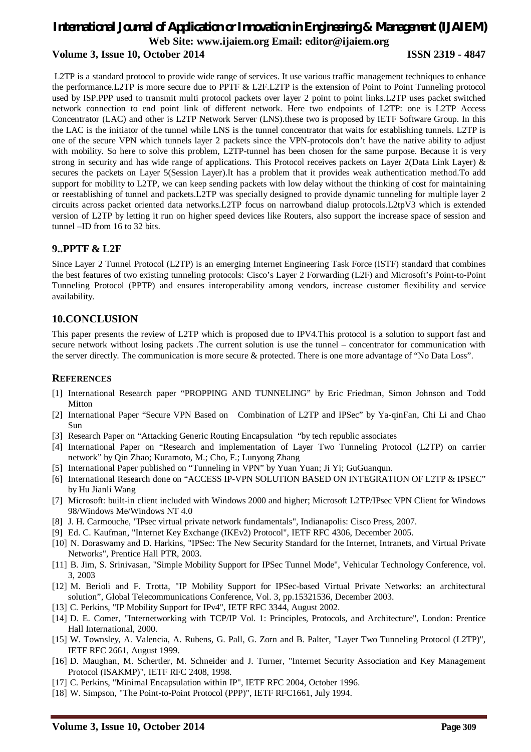L2TP is a standard protocol to provide wide range of services. It use various traffic management techniques to enhance the performance.L2TP is more secure due to PPTF & L2F.L2TP is the extension of Point to Point Tunneling protocol used by ISP.PPP used to transmit multi protocol packets over layer 2 point to point links.L2TP uses packet switched network connection to end point link of different network. Here two endpoints of L2TP: one is L2TP Access Concentrator (LAC) and other is L2TP Network Server (LNS).these two is proposed by IETF Software Group. In this the LAC is the initiator of the tunnel while LNS is the tunnel concentrator that waits for establishing tunnels. L2TP is one of the secure VPN which tunnels layer 2 packets since the VPN-protocols don't have the native ability to adjust with mobility. So here to solve this problem, L2TP-tunnel has been chosen for the same purpose. Because it is very strong in security and has wide range of applications. This Protocol receives packets on Layer 2(Data Link Layer) & secures the packets on Layer 5(Session Layer).It has a problem that it provides weak authentication method.To add support for mobility to L2TP, we can keep sending packets with low delay without the thinking of cost for maintaining or reestablishing of tunnel and packets.L2TP was specially designed to provide dynamic tunneling for multiple layer 2 circuits across packet oriented data networks.L2TP focus on narrowband dialup protocols.L2tpV3 which is extended version of L2TP by letting it run on higher speed devices like Routers, also support the increase space of session and tunnel –ID from 16 to 32 bits.

## 9..PPTF & L2F

Since Layer 2 Tunnel Protocol (L2TP) is an emerging Internet Engineering Task Force (ISTF) standard that combines the best features of two existing tunneling protocols: Cisco's Layer 2 Forwarding (L2F) and Microsoft's Point-to-Point Tunneling Protocol (PPTP) and ensures interoperability among vendors, increase customer flexibility and service availability.

## 10.CONCLUSION

This paper presents the review of L2TP which is proposed due to IPV4.This protocol is a solution to support fast and secure network without losing packets .The current solution is use the tunnel – concentrator for communication with the server directly. The communication is more secure & protected. There is one more advantage of "No Data Loss".

## REFERENCES

[1] International Research paper "PROPPING AND TUNNELING" by Eric Friedman, Simon Johnson and Todd Mitton

[2] International Paper "Secure VPN Based on Combination of L2TP and IPSec" by Ya-qinFan, Chi Li and Chao Sun

[3] Research Paper on "Attacking Generic Routing Encapsulation "by tech republic associates

[4] International Paper on "Research and implementation of Layer Two Tunneling Protocol (L2TP) on carrier network" by Qin Zhao; Kuramoto, M.; Cho, F.; Lunyong Zhang

[5] International Paper published on "Tunneling in VPN" by Yuan Yuan; Ji Yi; GuGuanqun.

[6] International Research done on "ACCESS IP-VPN SOLUTION BASED ON INTEGRATION OF L2TP & IPSEC" by Hu Jianli Wang

[7] Microsoft: built-in client included with Windows 2000 and higher; Microsoft L2TP/IPsec VPN Client for Windows 98/Windows Me/Windows NT 4.0

[8] J. H. Carmouche, "IPsec virtual private network fundamentals", Indianapolis: Cisco Press, 2007.

[9] Ed. C. Kaufman, "Internet Key Exchange (IKEv2) Protocol", IETF RFC 4306, December 2005.

[10] N. Doraswamy and D. Harkins, "IPSec: The New Security Standard for the Internet, Intranets, and Virtual Private Networks", Prentice Hall PTR, 2003.

[11] B. Jim, S. Srinivasan, "Simple Mobility Support for IPSec Tunnel Mode", Vehicular Technology Conference, vol. 3, 2003

[12] M. Berioli and F. Trotta, "IP Mobility Support for IPSec-based Virtual Private Networks: an architectural solution", Global Telecommunications Conference, Vol. 3, pp.15321536, December 2003.

[13] C. Perkins, "IP Mobility Support for IPv4", IETF RFC 3344, August 2002.

[14] D. E. Comer, "Internetworking with TCP/IP Vol. 1: Principles, Protocols, and Architecture", London: Prentice Hall International, 2000.

[15] W. Townsley, A. Valencia, A. Rubens, G. Pall, G. Zorn and B. Palter, "Layer Two Tunneling Protocol (L2TP)", IETF RFC 2661, August 1999.

[16] D. Maughan, M. Schertler, M. Schneider and J. Turner, "Internet Security Association and Key Management Protocol (ISAKMP)", IETF RFC 2408, 1998.

[17] C. Perkins, "Minimal Encapsulation within IP", IETF RFC 2004, October 1996.

[18] W. Simpson, "The Point-to-Point Protocol (PPP)", IETF RFC1661, July 1994.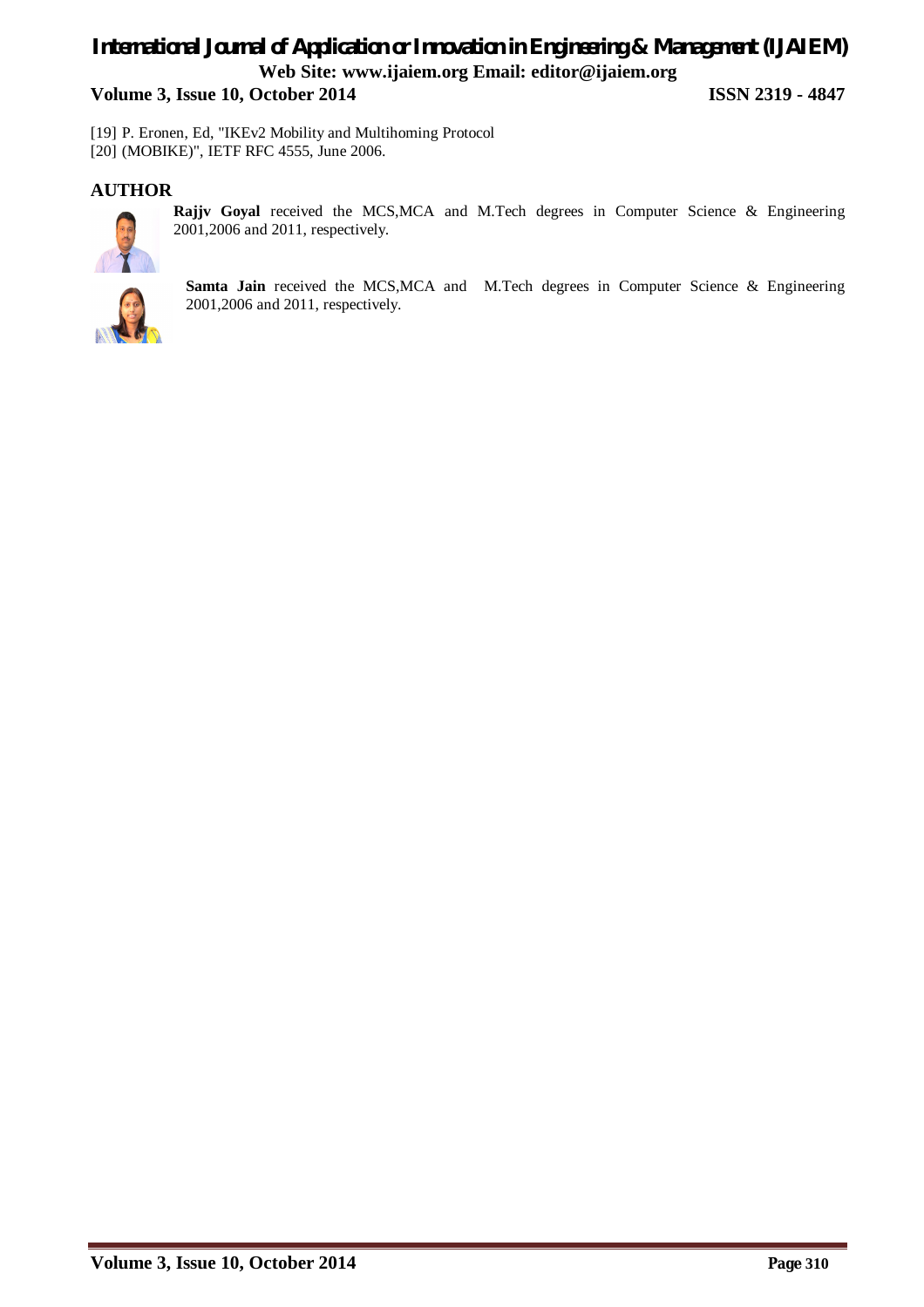[19] P. Eronen, Ed, "IKEv2 Mobility and Multihoming Protocol

[20] (MOBIKE)", IETF RFC 4555, June 2006.

## AUTHOR

**Rajjv Goyal** received the MCS,MCA and M.Tech degrees in Computer Science & Engineering 2001,2006 and 2011, respectively.

**Samta Jain** received the MCS,MCA and M.Tech degrees in Computer Science & Engineering 2001,2006 and 2011, respectively.